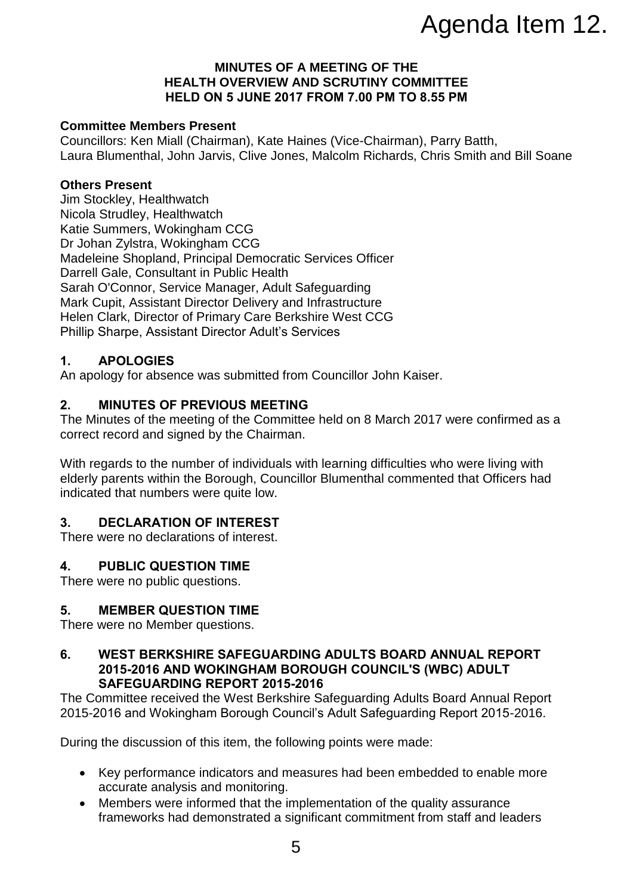# Agenda Item 12.

**MINUTES OF A MEETING OF THE HEALTH OVERVIEW AND SCRUTINY COMMITTEE HELD ON 5 JUNE 2017 FROM 7.00 PM TO 8.55 PM**

**Committee Members Present**
Councillors: Ken Miall (Chairman), Kate Haines (Vice-Chairman), Parry Batth, Laura Blumenthal, John Jarvis, Clive Jones, Malcolm Richards, Chris Smith and Bill Soane

**Others Present**
Jim Stockley, Healthwatch
Nicola Strudley, Healthwatch
Katie Summers, Wokingham CCG
Dr Johan Zylstra, Wokingham CCG
Madeleine Shopland, Principal Democratic Services Officer
Darrell Gale, Consultant in Public Health
Sarah O'Connor, Service Manager, Adult Safeguarding
Mark Cupit, Assistant Director Delivery and Infrastructure
Helen Clark, Director of Primary Care Berkshire West CCG
Phillip Sharpe, Assistant Director Adult's Services

## 1. APOLOGIES

An apology for absence was submitted from Councillor John Kaiser.

## 2. MINUTES OF PREVIOUS MEETING

The Minutes of the meeting of the Committee held on 8 March 2017 were confirmed as a correct record and signed by the Chairman.

With regards to the number of individuals with learning difficulties who were living with elderly parents within the Borough, Councillor Blumenthal commented that Officers had indicated that numbers were quite low.

## 3. DECLARATION OF INTEREST

There were no declarations of interest.

## 4. PUBLIC QUESTION TIME

There were no public questions.

## 5. MEMBER QUESTION TIME

There were no Member questions.

## 6. WEST BERKSHIRE SAFEGUARDING ADULTS BOARD ANNUAL REPORT 2015-2016 AND WOKINGHAM BOROUGH COUNCIL'S (WBC) ADULT SAFEGUARDING REPORT 2015-2016

The Committee received the West Berkshire Safeguarding Adults Board Annual Report 2015-2016 and Wokingham Borough Council's Adult Safeguarding Report 2015-2016.

During the discussion of this item, the following points were made:

- Key performance indicators and measures had been embedded to enable more accurate analysis and monitoring.
- Members were informed that the implementation of the quality assurance frameworks had demonstrated a significant commitment from staff and leaders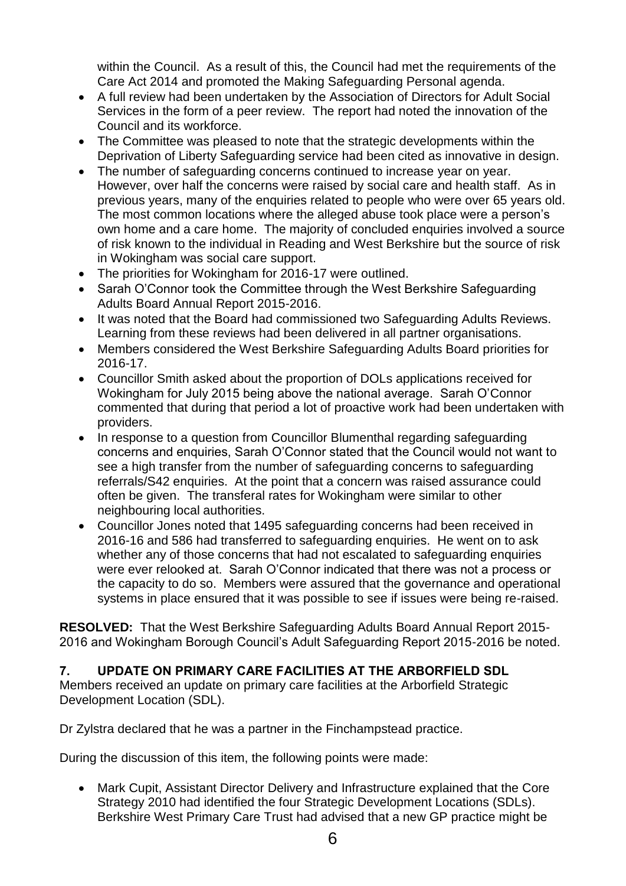within the Council. As a result of this, the Council had met the requirements of the Care Act 2014 and promoted the Making Safeguarding Personal agenda.

- A full review had been undertaken by the Association of Directors for Adult Social Services in the form of a peer review. The report had noted the innovation of the Council and its workforce.
- The Committee was pleased to note that the strategic developments within the Deprivation of Liberty Safeguarding service had been cited as innovative in design.
- The number of safeguarding concerns continued to increase year on year. However, over half the concerns were raised by social care and health staff. As in previous years, many of the enquiries related to people who were over 65 years old. The most common locations where the alleged abuse took place were a person's own home and a care home. The majority of concluded enquiries involved a source of risk known to the individual in Reading and West Berkshire but the source of risk in Wokingham was social care support.
- The priorities for Wokingham for 2016-17 were outlined.
- Sarah O'Connor took the Committee through the West Berkshire Safeguarding Adults Board Annual Report 2015-2016.
- It was noted that the Board had commissioned two Safeguarding Adults Reviews. Learning from these reviews had been delivered in all partner organisations.
- Members considered the West Berkshire Safeguarding Adults Board priorities for 2016-17.
- Councillor Smith asked about the proportion of DOLs applications received for Wokingham for July 2015 being above the national average. Sarah O'Connor commented that during that period a lot of proactive work had been undertaken with providers.
- In response to a question from Councillor Blumenthal regarding safeguarding concerns and enquiries, Sarah O'Connor stated that the Council would not want to see a high transfer from the number of safeguarding concerns to safeguarding referrals/S42 enquiries. At the point that a concern was raised assurance could often be given. The transferal rates for Wokingham were similar to other neighbouring local authorities.
- Councillor Jones noted that 1495 safeguarding concerns had been received in 2016-16 and 586 had transferred to safeguarding enquiries. He went on to ask whether any of those concerns that had not escalated to safeguarding enquiries were ever relooked at. Sarah O'Connor indicated that there was not a process or the capacity to do so. Members were assured that the governance and operational systems in place ensured that it was possible to see if issues were being re-raised.

**RESOLVED:** That the West Berkshire Safeguarding Adults Board Annual Report 2015-2016 and Wokingham Borough Council's Adult Safeguarding Report 2015-2016 be noted.

## 7. UPDATE ON PRIMARY CARE FACILITIES AT THE ARBORFIELD SDL

Members received an update on primary care facilities at the Arborfield Strategic Development Location (SDL).

Dr Zylstra declared that he was a partner in the Finchampstead practice.

During the discussion of this item, the following points were made:

- Mark Cupit, Assistant Director Delivery and Infrastructure explained that the Core Strategy 2010 had identified the four Strategic Development Locations (SDLs). Berkshire West Primary Care Trust had advised that a new GP practice might be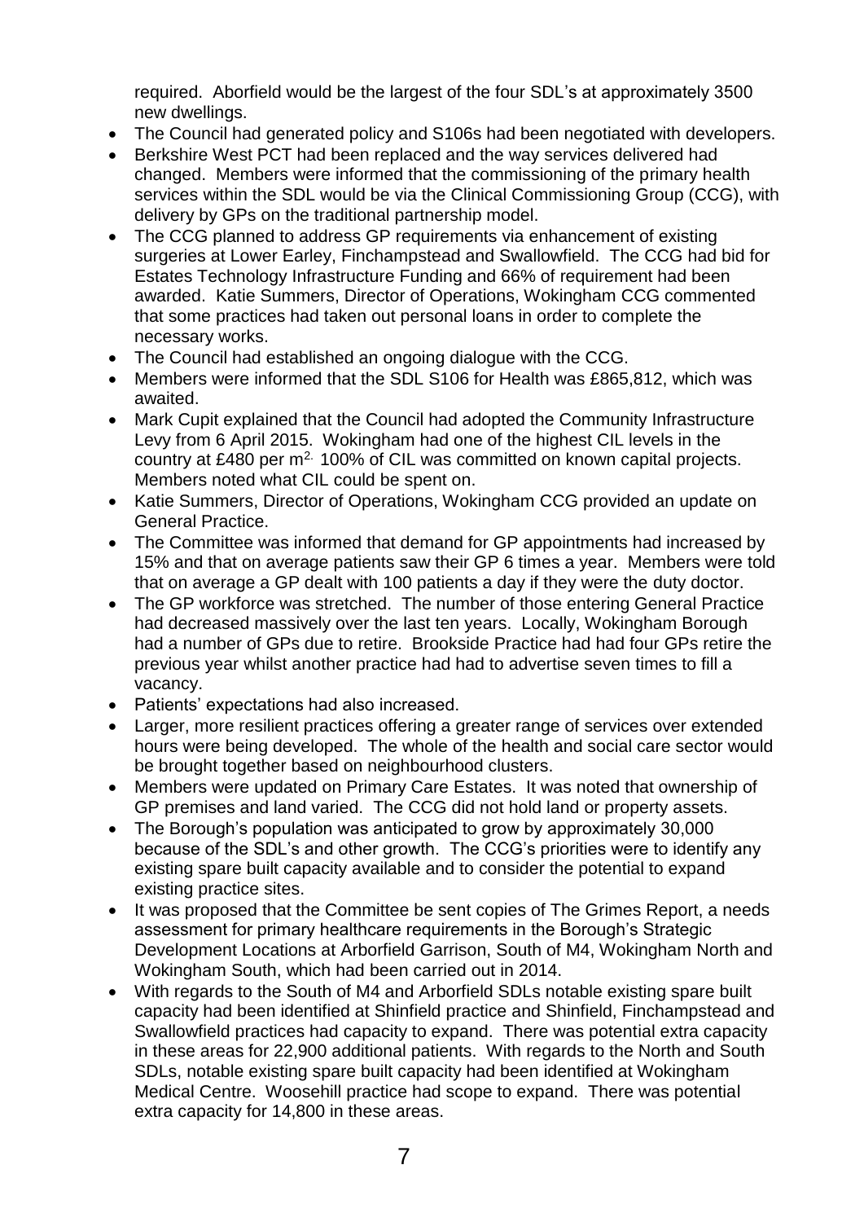required. Aborfield would be the largest of the four SDL's at approximately 3500 new dwellings.

- The Council had generated policy and S106s had been negotiated with developers.
- Berkshire West PCT had been replaced and the way services delivered had changed. Members were informed that the commissioning of the primary health services within the SDL would be via the Clinical Commissioning Group (CCG), with delivery by GPs on the traditional partnership model.
- The CCG planned to address GP requirements via enhancement of existing surgeries at Lower Earley, Finchampstead and Swallowfield. The CCG had bid for Estates Technology Infrastructure Funding and 66% of requirement had been awarded. Katie Summers, Director of Operations, Wokingham CCG commented that some practices had taken out personal loans in order to complete the necessary works.
- The Council had established an ongoing dialogue with the CCG.
- Members were informed that the SDL S106 for Health was £865,812, which was awaited.
- Mark Cupit explained that the Council had adopted the Community Infrastructure Levy from 6 April 2015. Wokingham had one of the highest CIL levels in the country at £480 per $m^2$. 100% of CIL was committed on known capital projects. Members noted what CIL could be spent on.
- Katie Summers, Director of Operations, Wokingham CCG provided an update on General Practice.
- The Committee was informed that demand for GP appointments had increased by 15% and that on average patients saw their GP 6 times a year. Members were told that on average a GP dealt with 100 patients a day if they were the duty doctor.
- The GP workforce was stretched. The number of those entering General Practice had decreased massively over the last ten years. Locally, Wokingham Borough had a number of GPs due to retire. Brookside Practice had had four GPs retire the previous year whilst another practice had had to advertise seven times to fill a vacancy.
- Patients' expectations had also increased.
- Larger, more resilient practices offering a greater range of services over extended hours were being developed. The whole of the health and social care sector would be brought together based on neighbourhood clusters.
- Members were updated on Primary Care Estates. It was noted that ownership of GP premises and land varied. The CCG did not hold land or property assets.
- The Borough's population was anticipated to grow by approximately 30,000 because of the SDL's and other growth. The CCG's priorities were to identify any existing spare built capacity available and to consider the potential to expand existing practice sites.
- It was proposed that the Committee be sent copies of The Grimes Report, a needs assessment for primary healthcare requirements in the Borough's Strategic Development Locations at Arborfield Garrison, South of M4, Wokingham North and Wokingham South, which had been carried out in 2014.
- With regards to the South of M4 and Arborfield SDLs notable existing spare built capacity had been identified at Shinfield practice and Shinfield, Finchampstead and Swallowfield practices had capacity to expand. There was potential extra capacity in these areas for 22,900 additional patients. With regards to the North and South SDLs, notable existing spare built capacity had been identified at Wokingham Medical Centre. Woosehill practice had scope to expand. There was potential extra capacity for 14,800 in these areas.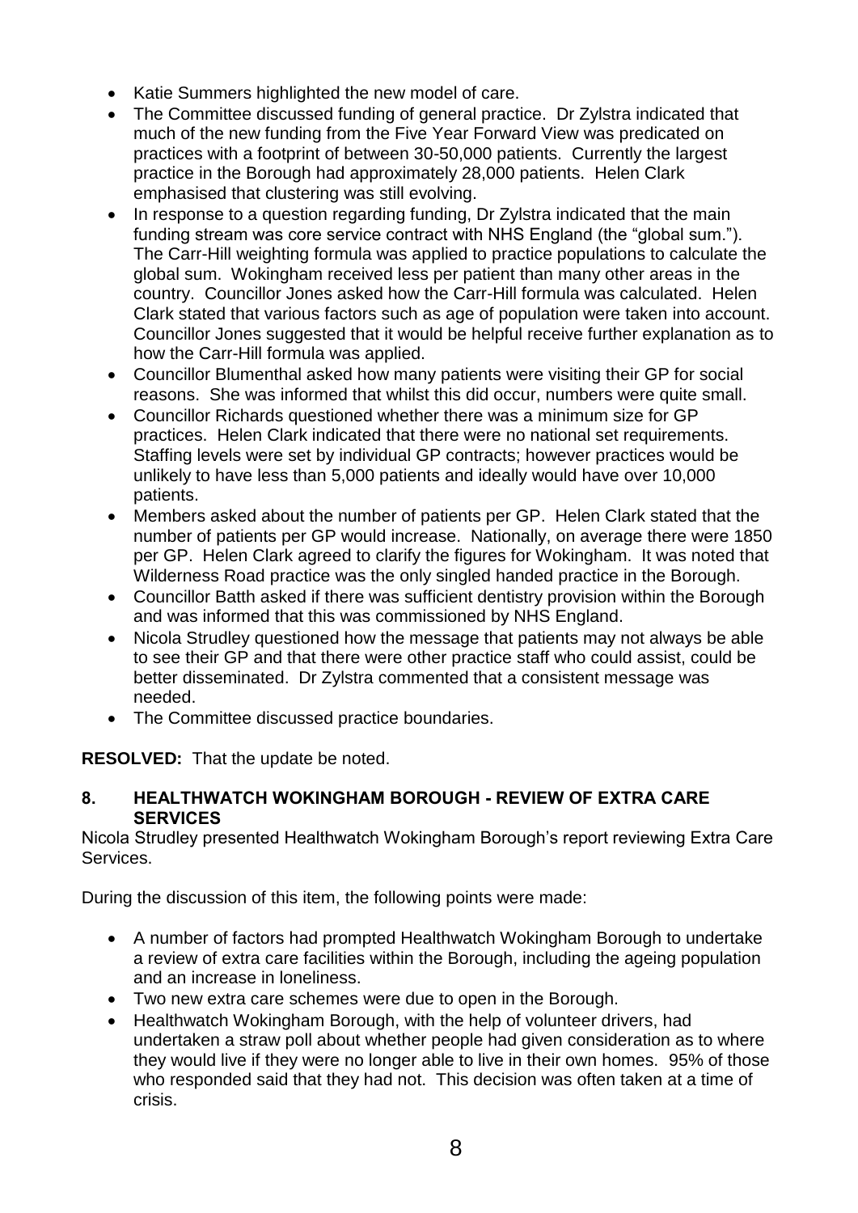- Katie Summers highlighted the new model of care.
- The Committee discussed funding of general practice. Dr Zylstra indicated that much of the new funding from the Five Year Forward View was predicated on practices with a footprint of between 30-50,000 patients. Currently the largest practice in the Borough had approximately 28,000 patients. Helen Clark emphasised that clustering was still evolving.
- In response to a question regarding funding, Dr Zylstra indicated that the main funding stream was core service contract with NHS England (the "global sum."). The Carr-Hill weighting formula was applied to practice populations to calculate the global sum. Wokingham received less per patient than many other areas in the country. Councillor Jones asked how the Carr-Hill formula was calculated. Helen Clark stated that various factors such as age of population were taken into account. Councillor Jones suggested that it would be helpful receive further explanation as to how the Carr-Hill formula was applied.
- Councillor Blumenthal asked how many patients were visiting their GP for social reasons. She was informed that whilst this did occur, numbers were quite small.
- Councillor Richards questioned whether there was a minimum size for GP practices. Helen Clark indicated that there were no national set requirements. Staffing levels were set by individual GP contracts; however practices would be unlikely to have less than 5,000 patients and ideally would have over 10,000 patients.
- Members asked about the number of patients per GP. Helen Clark stated that the number of patients per GP would increase. Nationally, on average there were 1850 per GP. Helen Clark agreed to clarify the figures for Wokingham. It was noted that Wilderness Road practice was the only singled handed practice in the Borough.
- Councillor Batth asked if there was sufficient dentistry provision within the Borough and was informed that this was commissioned by NHS England.
- Nicola Strudley questioned how the message that patients may not always be able to see their GP and that there were other practice staff who could assist, could be better disseminated. Dr Zylstra commented that a consistent message was needed.
- The Committee discussed practice boundaries.

**RESOLVED:** That the update be noted.

### 8. HEALTHWATCH WOKINGHAM BOROUGH - REVIEW OF EXTRA CARE SERVICES

Nicola Strudley presented Healthwatch Wokingham Borough's report reviewing Extra Care Services.

During the discussion of this item, the following points were made:

- A number of factors had prompted Healthwatch Wokingham Borough to undertake a review of extra care facilities within the Borough, including the ageing population and an increase in loneliness.
- Two new extra care schemes were due to open in the Borough.
- Healthwatch Wokingham Borough, with the help of volunteer drivers, had undertaken a straw poll about whether people had given consideration as to where they would live if they were no longer able to live in their own homes. 95% of those who responded said that they had not. This decision was often taken at a time of crisis.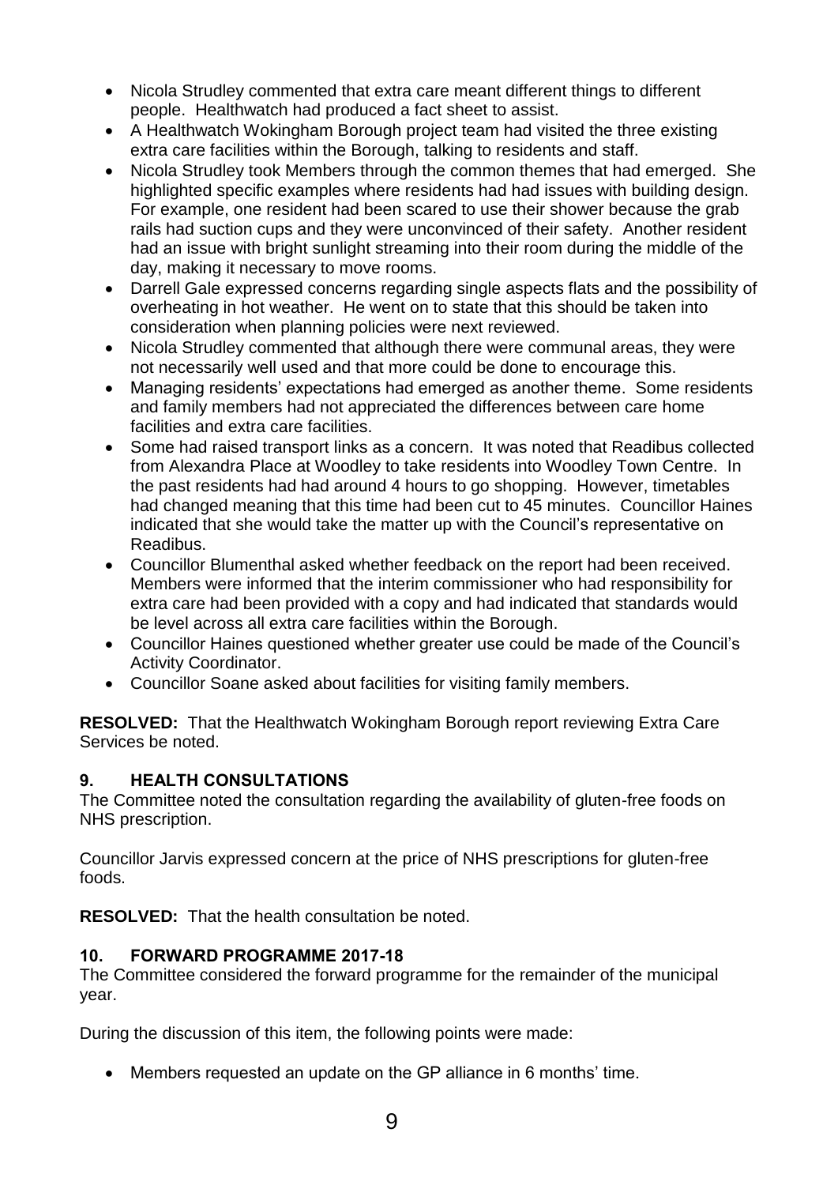- Nicola Strudley commented that extra care meant different things to different people. Healthwatch had produced a fact sheet to assist.
- A Healthwatch Wokingham Borough project team had visited the three existing extra care facilities within the Borough, talking to residents and staff.
- Nicola Strudley took Members through the common themes that had emerged. She highlighted specific examples where residents had had issues with building design. For example, one resident had been scared to use their shower because the grab rails had suction cups and they were unconvinced of their safety. Another resident had an issue with bright sunlight streaming into their room during the middle of the day, making it necessary to move rooms.
- Darrell Gale expressed concerns regarding single aspects flats and the possibility of overheating in hot weather. He went on to state that this should be taken into consideration when planning policies were next reviewed.
- Nicola Strudley commented that although there were communal areas, they were not necessarily well used and that more could be done to encourage this.
- Managing residents' expectations had emerged as another theme. Some residents and family members had not appreciated the differences between care home facilities and extra care facilities.
- Some had raised transport links as a concern. It was noted that Readibus collected from Alexandra Place at Woodley to take residents into Woodley Town Centre. In the past residents had had around 4 hours to go shopping. However, timetables had changed meaning that this time had been cut to 45 minutes. Councillor Haines indicated that she would take the matter up with the Council's representative on Readibus.
- Councillor Blumenthal asked whether feedback on the report had been received. Members were informed that the interim commissioner who had responsibility for extra care had been provided with a copy and had indicated that standards would be level across all extra care facilities within the Borough.
- Councillor Haines questioned whether greater use could be made of the Council's Activity Coordinator.
- Councillor Soane asked about facilities for visiting family members.

**RESOLVED:** That the Healthwatch Wokingham Borough report reviewing Extra Care Services be noted.

## 9. HEALTH CONSULTATIONS

The Committee noted the consultation regarding the availability of gluten-free foods on NHS prescription.

Councillor Jarvis expressed concern at the price of NHS prescriptions for gluten-free foods.

**RESOLVED:** That the health consultation be noted.

## 10. FORWARD PROGRAMME 2017-18

The Committee considered the forward programme for the remainder of the municipal year.

During the discussion of this item, the following points were made:

- Members requested an update on the GP alliance in 6 months' time.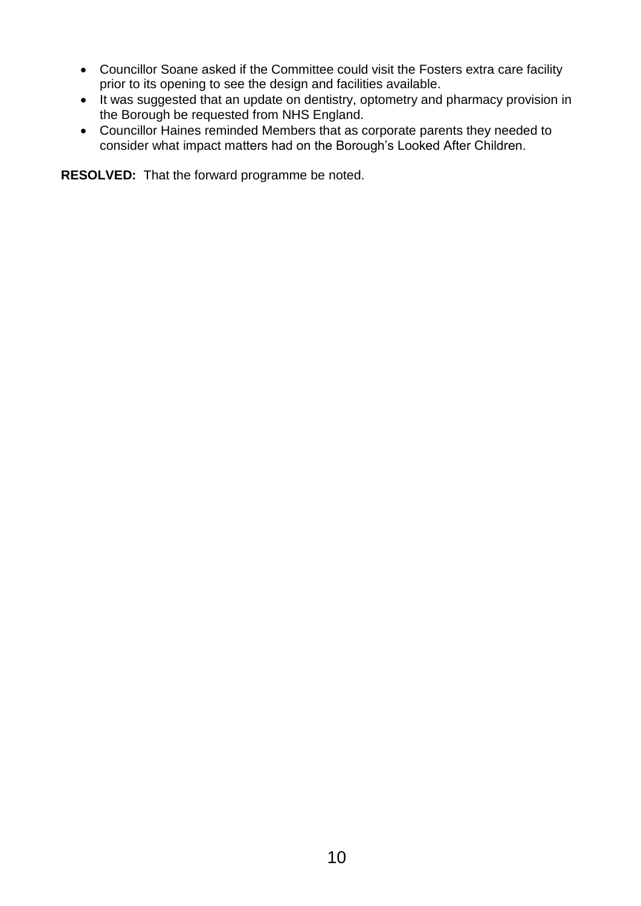- Councillor Soane asked if the Committee could visit the Fosters extra care facility prior to its opening to see the design and facilities available.
- It was suggested that an update on dentistry, optometry and pharmacy provision in the Borough be requested from NHS England.
- Councillor Haines reminded Members that as corporate parents they needed to consider what impact matters had on the Borough's Looked After Children.

**RESOLVED:** That the forward programme be noted.